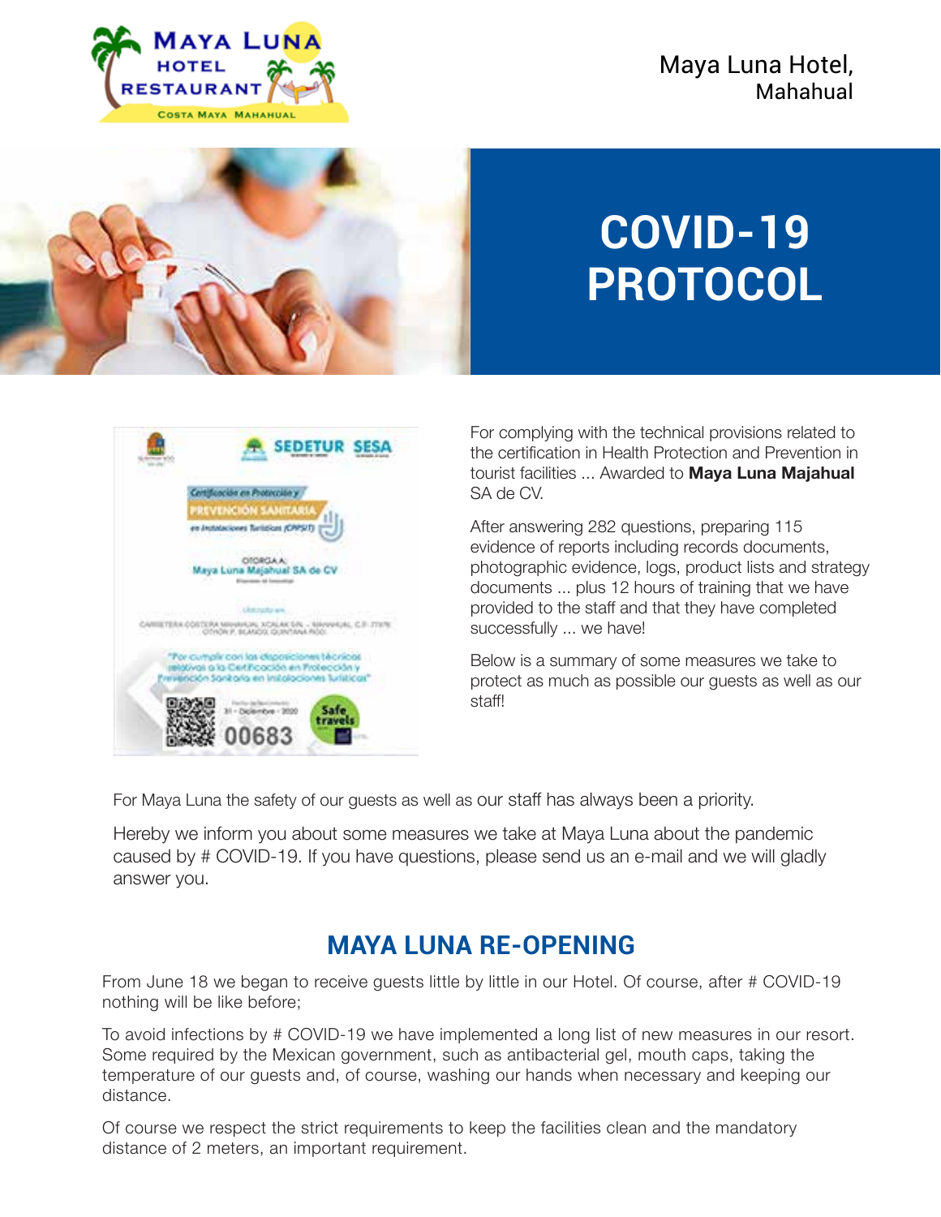Maya Luna Hotel,
Mahahual

# COVID-19 PROTOCOL

For complying with the technical provisions related to the certification in Health Protection and Prevention in tourist facilities ... Awarded to **Maya Luna Majahual** SA de CV.

After answering 282 questions, preparing 115 evidence of reports including records documents, photographic evidence, logs, product lists and strategy documents ... plus 12 hours of training that we have provided to the staff and that they have completed successfully ... we have!

Below is a summary of some measures we take to protect as much as possible our guests as well as our staff!

For Maya Luna the safety of our guests as well as our staff has always been a priority.

Hereby we inform you about some measures we take at Maya Luna about the pandemic caused by # COVID-19. If you have questions, please send us an e-mail and we will gladly answer you.

## MAYA LUNA RE-OPENING

From June 18 we began to receive guests little by little in our Hotel. Of course, after # COVID-19 nothing will be like before;

To avoid infections by # COVID-19 we have implemented a long list of new measures in our resort. Some required by the Mexican government, such as antibacterial gel, mouth caps, taking the temperature of our guests and, of course, washing our hands when necessary and keeping our distance.

Of course we respect the strict requirements to keep the facilities clean and the mandatory distance of 2 meters, an important requirement.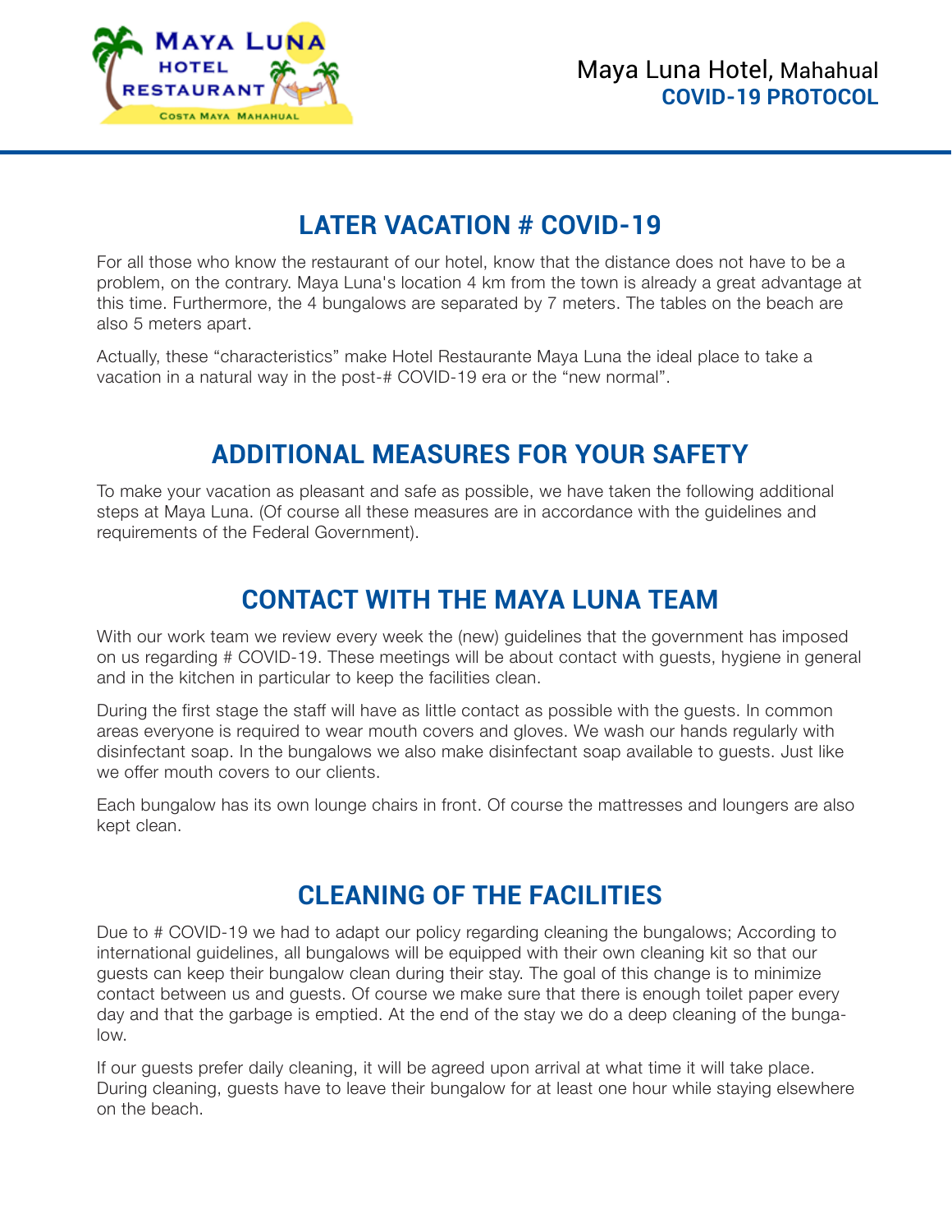## LATER VACATION # COVID-19

For all those who know the restaurant of our hotel, know that the distance does not have to be a problem, on the contrary. Maya Luna's location 4 km from the town is already a great advantage at this time. Furthermore, the 4 bungalows are separated by 7 meters. The tables on the beach are also 5 meters apart.

Actually, these "characteristics" make Hotel Restaurante Maya Luna the ideal place to take a vacation in a natural way in the post-# COVID-19 era or the "new normal".

## ADDITIONAL MEASURES FOR YOUR SAFETY

To make your vacation as pleasant and safe as possible, we have taken the following additional steps at Maya Luna. (Of course all these measures are in accordance with the guidelines and requirements of the Federal Government).

## CONTACT WITH THE MAYA LUNA TEAM

With our work team we review every week the (new) guidelines that the government has imposed on us regarding # COVID-19. These meetings will be about contact with guests, hygiene in general and in the kitchen in particular to keep the facilities clean.

During the first stage the staff will have as little contact as possible with the guests. In common areas everyone is required to wear mouth covers and gloves. We wash our hands regularly with disinfectant soap. In the bungalows we also make disinfectant soap available to guests. Just like we offer mouth covers to our clients.

Each bungalow has its own lounge chairs in front. Of course the mattresses and loungers are also kept clean.

## CLEANING OF THE FACILITIES

Due to # COVID-19 we had to adapt our policy regarding cleaning the bungalows; According to international guidelines, all bungalows will be equipped with their own cleaning kit so that our guests can keep their bungalow clean during their stay. The goal of this change is to minimize contact between us and guests. Of course we make sure that there is enough toilet paper every day and that the garbage is emptied. At the end of the stay we do a deep cleaning of the bungalow.

If our guests prefer daily cleaning, it will be agreed upon arrival at what time it will take place. During cleaning, guests have to leave their bungalow for at least one hour while staying elsewhere on the beach.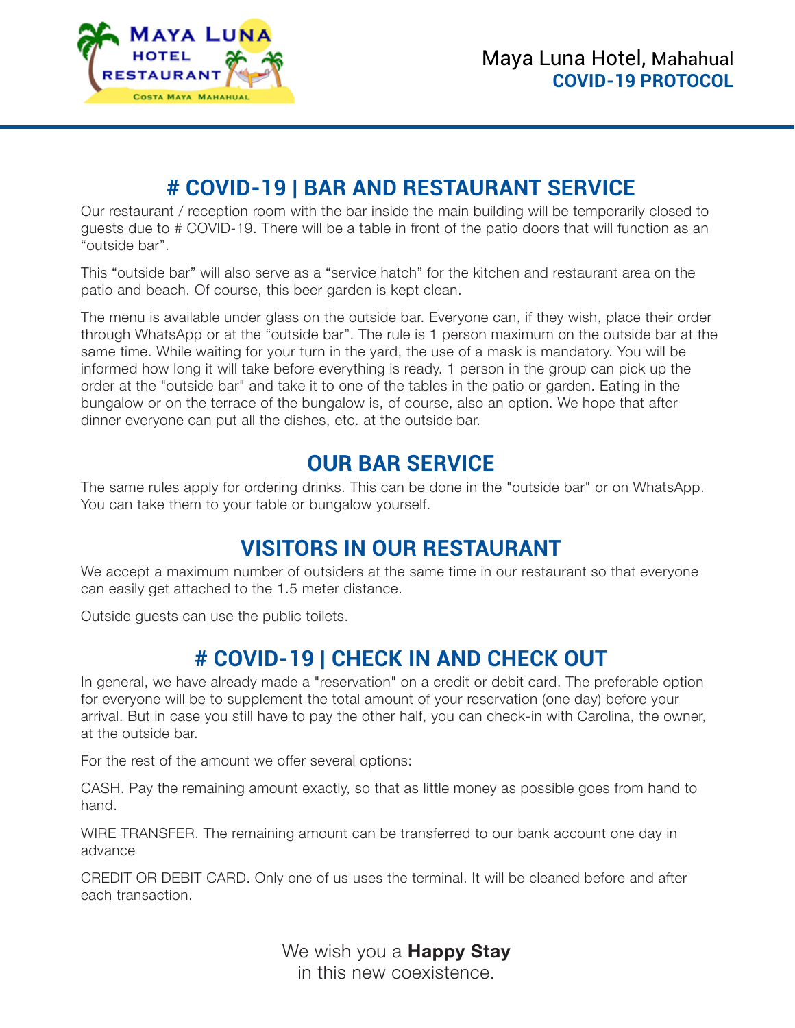# # COVID-19 | BAR AND RESTAURANT SERVICE

Our restaurant / reception room with the bar inside the main building will be temporarily closed to guests due to # COVID-19. There will be a table in front of the patio doors that will function as an "outside bar".

This "outside bar" will also serve as a "service hatch" for the kitchen and restaurant area on the patio and beach. Of course, this beer garden is kept clean.

The menu is available under glass on the outside bar. Everyone can, if they wish, place their order through WhatsApp or at the "outside bar". The rule is 1 person maximum on the outside bar at the same time. While waiting for your turn in the yard, the use of a mask is mandatory. You will be informed how long it will take before everything is ready. 1 person in the group can pick up the order at the "outside bar" and take it to one of the tables in the patio or garden. Eating in the bungalow or on the terrace of the bungalow is, of course, also an option. We hope that after dinner everyone can put all the dishes, etc. at the outside bar.

## OUR BAR SERVICE

The same rules apply for ordering drinks. This can be done in the "outside bar" or on WhatsApp. You can take them to your table or bungalow yourself.

## VISITORS IN OUR RESTAURANT

We accept a maximum number of outsiders at the same time in our restaurant so that everyone can easily get attached to the 1.5 meter distance.

Outside guests can use the public toilets.

# # COVID-19 | CHECK IN AND CHECK OUT

In general, we have already made a "reservation" on a credit or debit card. The preferable option for everyone will be to supplement the total amount of your reservation (one day) before your arrival. But in case you still have to pay the other half, you can check-in with Carolina, the owner, at the outside bar.

For the rest of the amount we offer several options:

CASH. Pay the remaining amount exactly, so that as little money as possible goes from hand to hand.

WIRE TRANSFER. The remaining amount can be transferred to our bank account one day in advance

CREDIT OR DEBIT CARD. Only one of us uses the terminal. It will be cleaned before and after each transaction.

We wish you a **Happy Stay**
in this new coexistence.